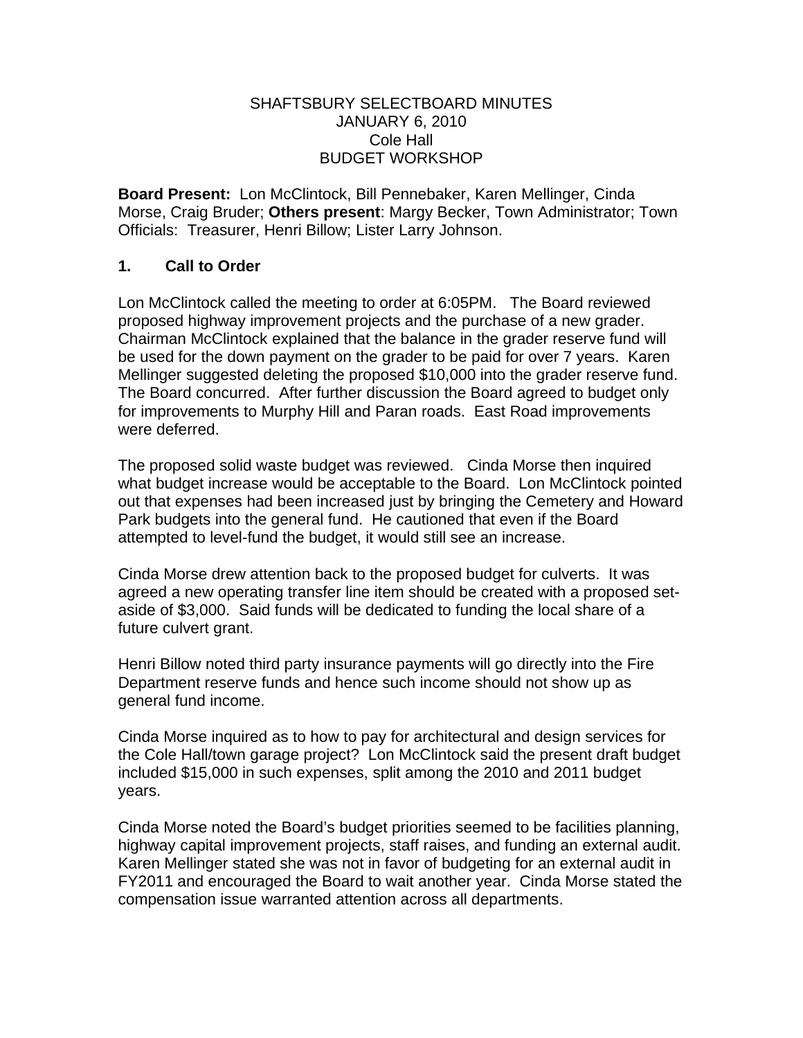SHAFTSBURY SELECTBOARD MINUTES
JANUARY 6, 2010
Cole Hall
BUDGET WORKSHOP

**Board Present:** Lon McClintock, Bill Pennebaker, Karen Mellinger, Cinda Morse, Craig Bruder; **Others present**: Margy Becker, Town Administrator; Town Officials: Treasurer, Henri Billow; Lister Larry Johnson.

## 1. Call to Order

Lon McClintock called the meeting to order at 6:05PM. The Board reviewed proposed highway improvement projects and the purchase of a new grader. Chairman McClintock explained that the balance in the grader reserve fund will be used for the down payment on the grader to be paid for over 7 years. Karen Mellinger suggested deleting the proposed $10,000 into the grader reserve fund. The Board concurred. After further discussion the Board agreed to budget only for improvements to Murphy Hill and Paran roads. East Road improvements were deferred.

The proposed solid waste budget was reviewed. Cinda Morse then inquired what budget increase would be acceptable to the Board. Lon McClintock pointed out that expenses had been increased just by bringing the Cemetery and Howard Park budgets into the general fund. He cautioned that even if the Board attempted to level-fund the budget, it would still see an increase.

Cinda Morse drew attention back to the proposed budget for culverts. It was agreed a new operating transfer line item should be created with a proposed set-aside of $3,000. Said funds will be dedicated to funding the local share of a future culvert grant.

Henri Billow noted third party insurance payments will go directly into the Fire Department reserve funds and hence such income should not show up as general fund income.

Cinda Morse inquired as to how to pay for architectural and design services for the Cole Hall/town garage project? Lon McClintock said the present draft budget included $15,000 in such expenses, split among the 2010 and 2011 budget years.

Cinda Morse noted the Board's budget priorities seemed to be facilities planning, highway capital improvement projects, staff raises, and funding an external audit. Karen Mellinger stated she was not in favor of budgeting for an external audit in FY2011 and encouraged the Board to wait another year. Cinda Morse stated the compensation issue warranted attention across all departments.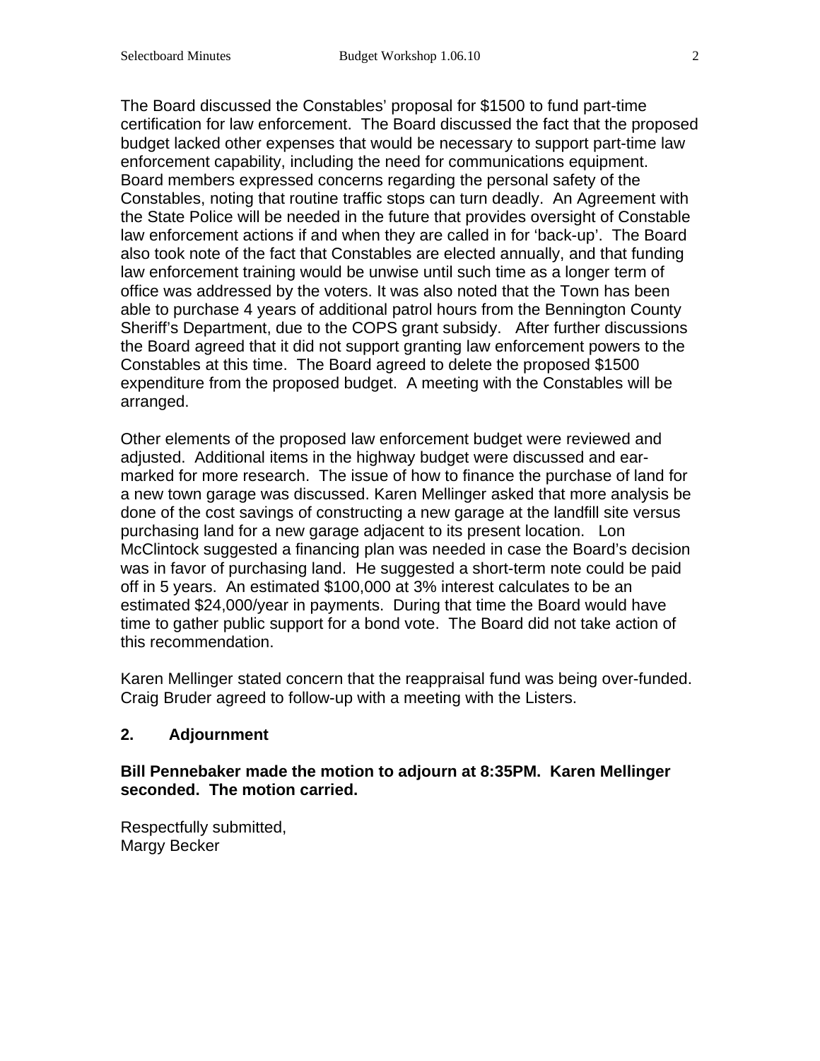The Board discussed the Constables' proposal for $1500 to fund part-time certification for law enforcement. The Board discussed the fact that the proposed budget lacked other expenses that would be necessary to support part-time law enforcement capability, including the need for communications equipment. Board members expressed concerns regarding the personal safety of the Constables, noting that routine traffic stops can turn deadly. An Agreement with the State Police will be needed in the future that provides oversight of Constable law enforcement actions if and when they are called in for 'back-up'. The Board also took note of the fact that Constables are elected annually, and that funding law enforcement training would be unwise until such time as a longer term of office was addressed by the voters. It was also noted that the Town has been able to purchase 4 years of additional patrol hours from the Bennington County Sheriff's Department, due to the COPS grant subsidy. After further discussions the Board agreed that it did not support granting law enforcement powers to the Constables at this time. The Board agreed to delete the proposed $1500 expenditure from the proposed budget. A meeting with the Constables will be arranged.

Other elements of the proposed law enforcement budget were reviewed and adjusted. Additional items in the highway budget were discussed and ear-marked for more research. The issue of how to finance the purchase of land for a new town garage was discussed. Karen Mellinger asked that more analysis be done of the cost savings of constructing a new garage at the landfill site versus purchasing land for a new garage adjacent to its present location. Lon McClintock suggested a financing plan was needed in case the Board's decision was in favor of purchasing land. He suggested a short-term note could be paid off in 5 years. An estimated $100,000 at 3% interest calculates to be an estimated $24,000/year in payments. During that time the Board would have time to gather public support for a bond vote. The Board did not take action of this recommendation.

Karen Mellinger stated concern that the reappraisal fund was being over-funded. Craig Bruder agreed to follow-up with a meeting with the Listers.

## 2. Adjournment

**Bill Pennebaker made the motion to adjourn at 8:35PM. Karen Mellinger seconded. The motion carried.**

Respectfully submitted,
Margy Becker